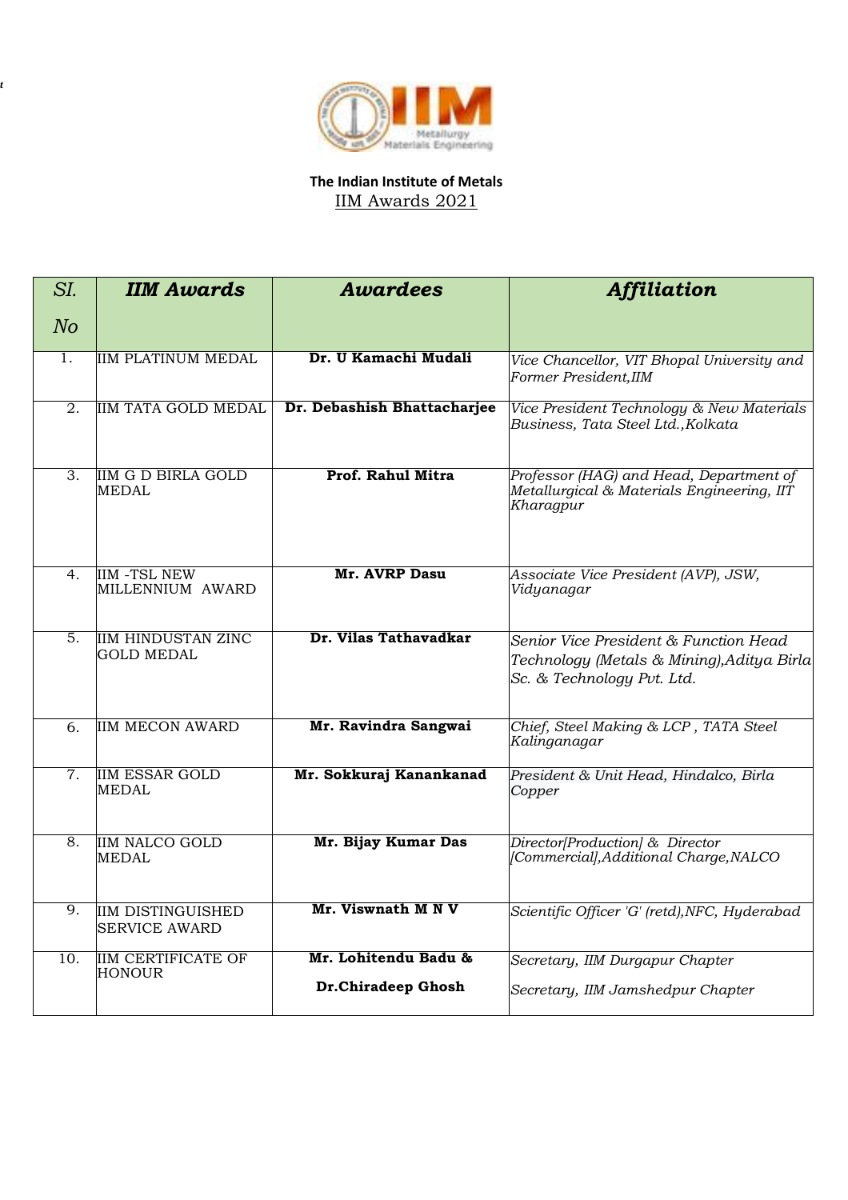**The Indian Institute of Metals**

IIM Awards 2021

| *SI. No* | ***IIM Awards*** | ***Awardees*** | ***Affiliation*** |
|---|---|---|---|
| 1. | IIM PLATINUM MEDAL | **Dr. U Kamachi Mudali** | *Vice Chancellor, VIT Bhopal University and Former President,IIM* |
| 2. | IIM TATA GOLD MEDAL | **Dr. Debashish Bhattacharjee** | *Vice President Technology & New Materials Business, Tata Steel Ltd.,Kolkata* |
| 3. | IIM G D BIRLA GOLD MEDAL | **Prof. Rahul Mitra** | *Professor (HAG) and Head, Department of Metallurgical & Materials Engineering, IIT Kharagpur* |
| 4. | IIM -TSL NEW MILLENNIUM AWARD | **Mr. AVRP Dasu** | *Associate Vice President (AVP), JSW, Vidyanagar* |
| 5. | IIM HINDUSTAN ZINC GOLD MEDAL | **Dr. Vilas Tathavadkar** | *Senior Vice President & Function Head Technology (Metals & Mining),Aditya Birla Sc. & Technology Pvt. Ltd.* |
| 6. | IIM MECON AWARD | **Mr. Ravindra Sangwai** | *Chief, Steel Making & LCP , TATA Steel Kalinganagar* |
| 7. | IIM ESSAR GOLD MEDAL | **Mr. Sokkuraj Kanankanad** | *President & Unit Head, Hindalco, Birla Copper* |
| 8. | IIM NALCO GOLD MEDAL | **Mr. Bijay Kumar Das** | *Director[Production] & Director [Commercial],Additional Charge,NALCO* |
| 9. | IIM DISTINGUISHED SERVICE AWARD | **Mr. Viswnath M N V** | *Scientific Officer 'G' (retd),NFC, Hyderabad* |
| 10. | IIM CERTIFICATE OF HONOUR | **Mr. Lohitendu Badu &** <br> **Dr.Chiradeep Ghosh** | *Secretary, IIM Durgapur Chapter* <br> *Secretary, IIM Jamshedpur Chapter* |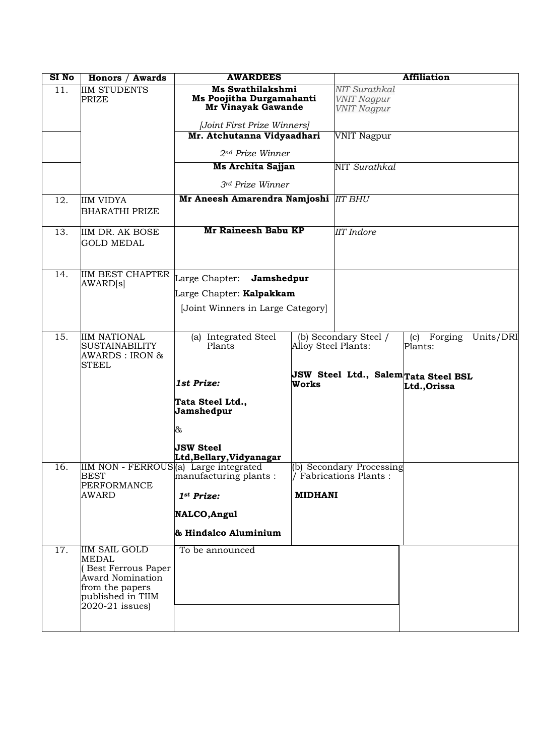| SI No | Honors / Awards | AWARDEES | | Affiliation |
|---|---|---|---|---|
| 11. | IIM STUDENTS PRIZE | **Ms Swathilakshmi**<br>**Ms Poojitha Durgamahanti**<br>**Mr Vinayak Gawande**<br>*[Joint First Prize Winners]* | | *NIT Surathkal*<br>*VNIT Nagpur*<br>*VNIT Nagpur* |
| | | **Mr. Atchutanna Vidyaadhari**<br>*2nd Prize Winner* | | VNIT Nagpur |
| | | **Ms Archita Sajjan**<br>*3rd Prize Winner* | | NIT *Surathkal* |
| 12. | IIM VIDYA BHARATHI PRIZE | **Mr Aneesh Amarendra Namjoshi** | | *IIT BHU* |
| 13. | IIM DR. AK BOSE GOLD MEDAL | **Mr Raineesh Babu KP** | | *IIT Indore* |
| 14. | IIM BEST CHAPTER AWARD[s] | Large Chapter: **Jamshedpur**<br>Large Chapter: **Kalpakkam**<br>[Joint Winners in Large Category] | | |
| 15. | IIM NATIONAL SUSTAINABILITY AWARDS : IRON & STEEL | (a) Integrated Steel Plants<br>***1st Prize:***<br>**Tata Steel Ltd., Jamshedpur**<br>&<br>**JSW Steel Ltd,Bellary,Vidyanagar** | (b) Secondary Steel / Alloy Steel Plants:<br>**JSW Steel Ltd., Salem Works** | (c) Forging Units/DRI Plants:<br>**Tata Steel BSL Ltd.,Orissa** |
| 16. | IIM NON - FERROUS BEST PERFORMANCE AWARD | (a) Large integrated manufacturing plants :<br>***1st Prize:***<br>**NALCO,Angul**<br>**& Hindalco Aluminium** | (b) Secondary Processing / Fabrications Plants :<br>**MIDHANI** | |
| 17. | IIM SAIL GOLD MEDAL ( Best Ferrous Paper Award Nomination from the papers published in TIIM 2020-21 issues) | To be announced | | |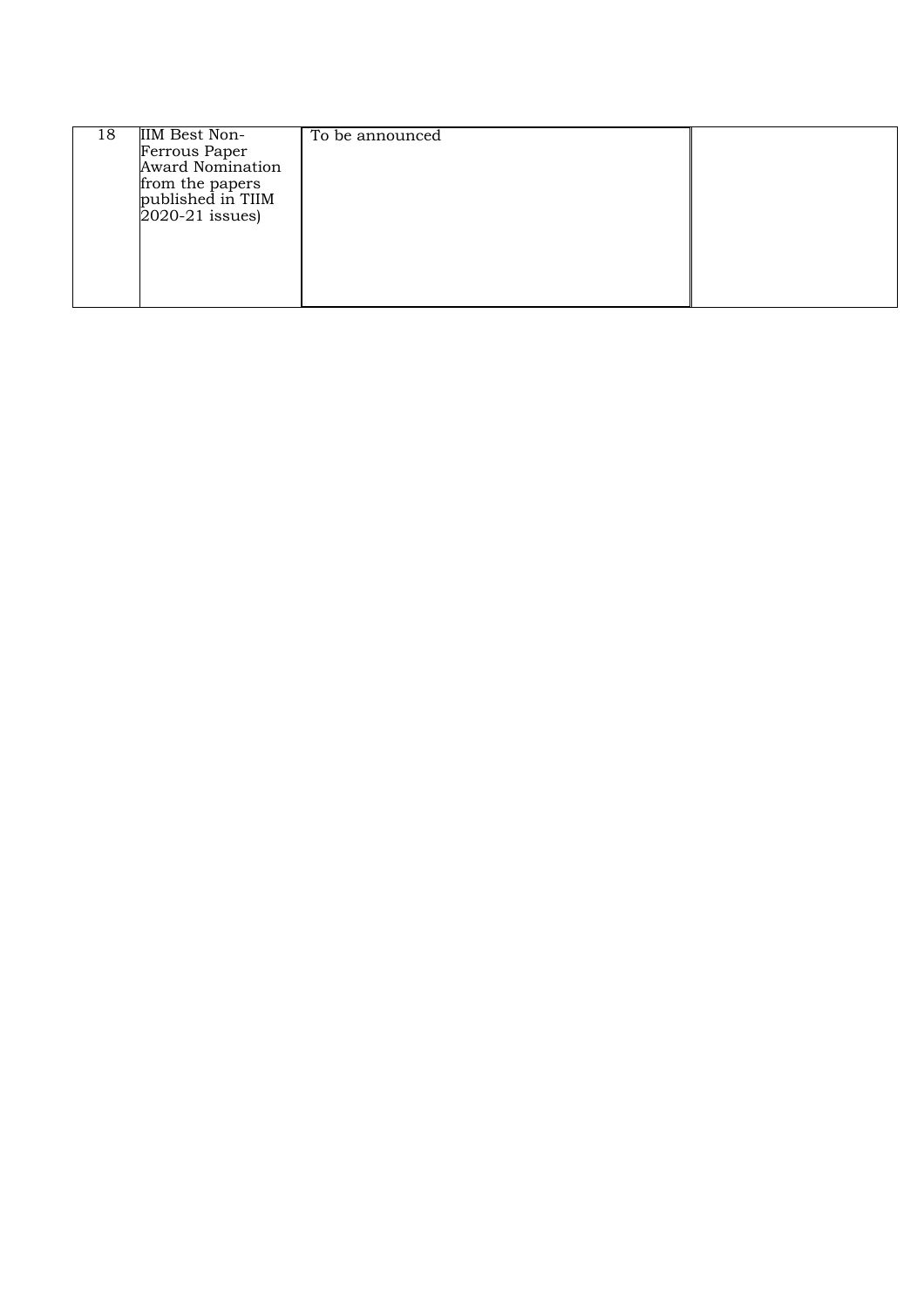| | | | |
|---|---|---|---|
| 18 | IIM Best Non-Ferrous Paper Award Nomination from the papers published in TIIM 2020-21 issues) | To be announced | |